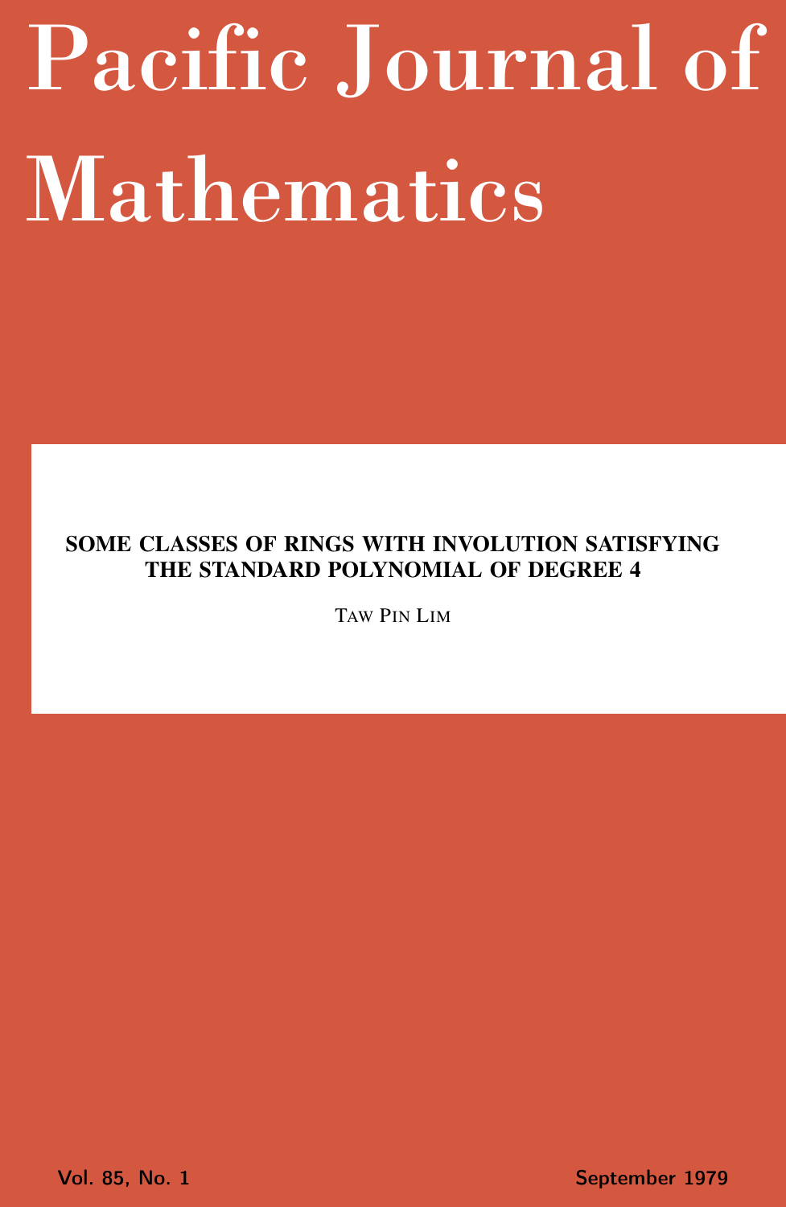# Pacific Journal of Mathematics

**SOME CLASSES OF RINGS WITH INVOLUTION SATISFYING THE STANDARD POLYNOMIAL OF DEGREE 4**

TAW PIN LIM

Vol. 85, No. 1 September 1979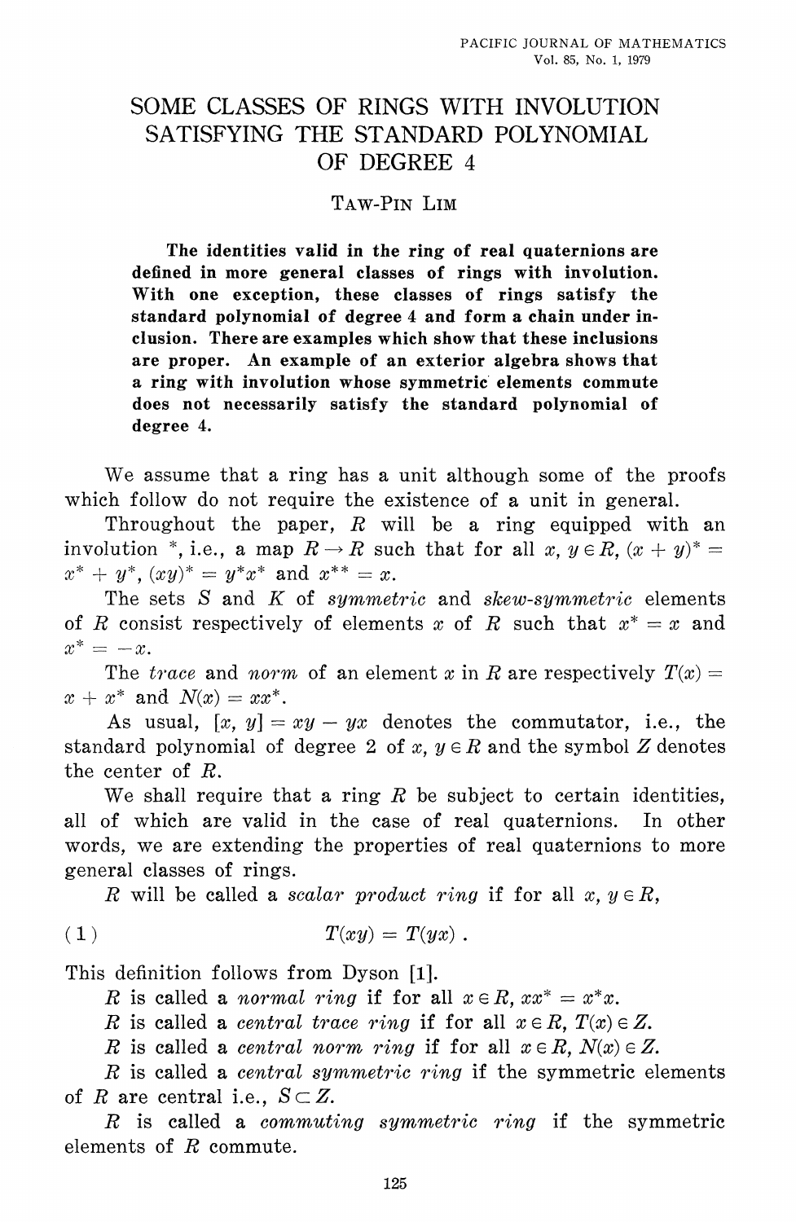# SOME CLASSES OF RINGS WITH INVOLUTION SATISFYING THE STANDARD POLYNOMIAL OF DEGREE 4

TAW-PIN LIM

**The identities valid in the ring of real quaternions are defined in more general classes of rings with involution. With one exception, these classes of rings satisfy the standard polynomial of degree 4 and form a chain under inclusion. There are examples which show that these inclusions are proper. An example of an exterior algebra shows that a ring with involution whose symmetric elements commute does not necessarily satisfy the standard polynomial of degree 4.**

We assume that a ring has a unit although some of the proofs which follow do not require the existence of a unit in general.

Throughout the paper, $R$ will be a ring equipped with an involution $*$, i.e., a map $R \to R$ such that for all $x, y \in R$, $(x + y)^* = x^* + y^*$, $(xy)^* = y^*x^*$ and $x^{**} = x$.

The sets $S$ and $K$ of *symmetric* and *skew-symmetric* elements of $R$ consist respectively of elements $x$ of $R$ such that $x^* = x$ and $x^* = -x$.

The *trace* and *norm* of an element $x$ in $R$ are respectively $T(x) = x + x^*$ and $N(x) = xx^*$.

As usual, $[x, y] = xy - yx$ denotes the commutator, i.e., the standard polynomial of degree 2 of $x, y \in R$ and the symbol $Z$ denotes the center of $R$.

We shall require that a ring $R$ be subject to certain identities, all of which are valid in the case of real quaternions. In other words, we are extending the properties of real quaternions to more general classes of rings.

$R$ will be called a *scalar product ring* if for all $x, y \in R$,

$$T(xy) = T(yx) . \tag{1}$$

This definition follows from Dyson [1].

$R$ is called a *normal ring* if for all $x \in R$, $xx^* = x^*x$.

$R$ is called a *central trace ring* if for all $x \in R$, $T(x) \in Z$.

$R$ is called a *central norm ring* if for all $x \in R$, $N(x) \in Z$.

$R$ is called a *central symmetric ring* if the symmetric elements of $R$ are central i.e., $S \subset Z$.

$R$ is called a *commuting symmetric ring* if the symmetric elements of $R$ commute.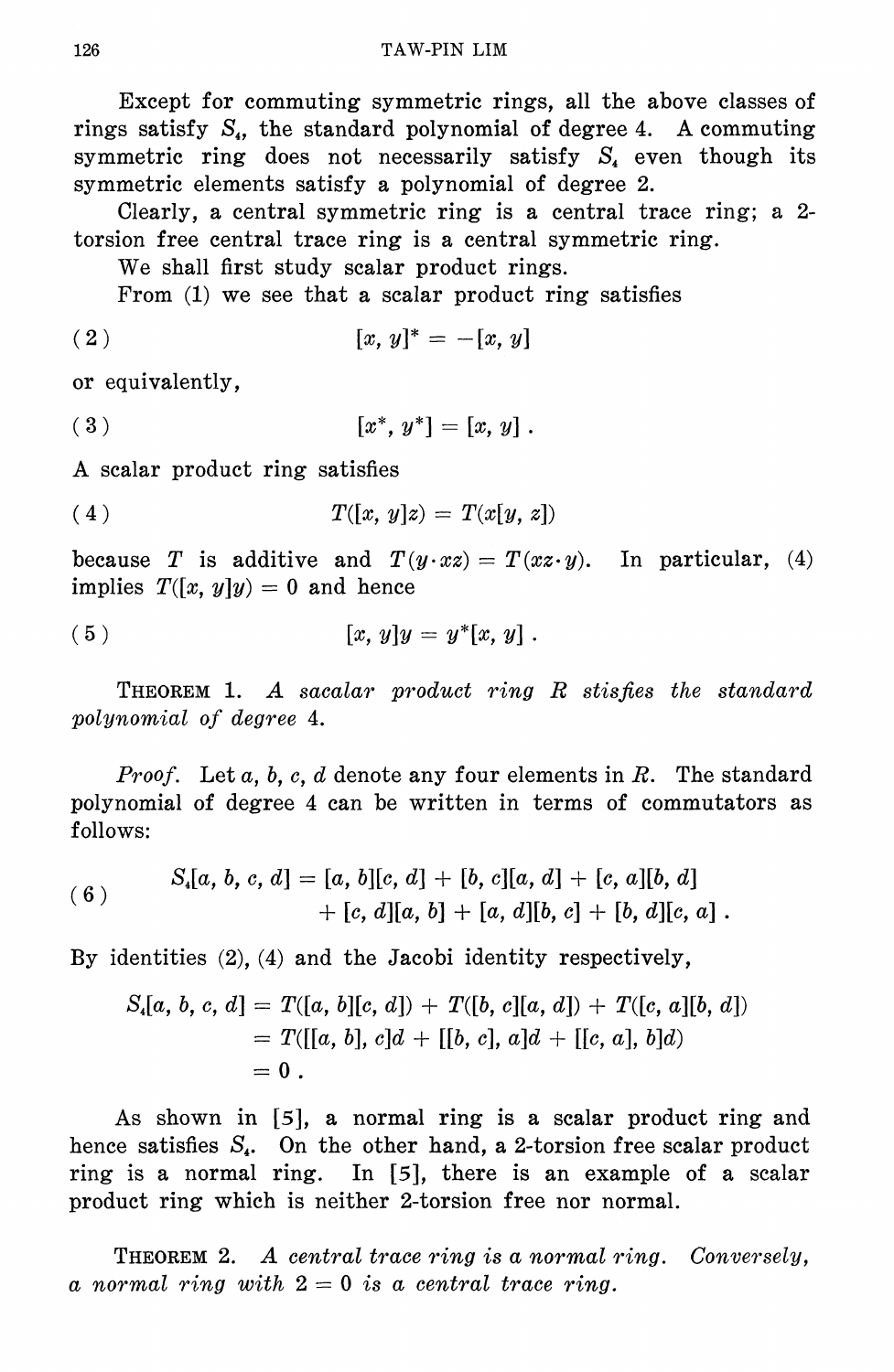Except for commuting symmetric rings, all the above classes of rings satisfy $S_4$, the standard polynomial of degree 4. A commuting symmetric ring does not necessarily satisfy $S_4$ even though its symmetric elements satisfy a polynomial of degree 2.

Clearly, a central symmetric ring is a central trace ring; a 2-torsion free central trace ring is a central symmetric ring.

We shall first study scalar product rings.

From (1) we see that a scalar product ring satisfies

$$[x, y]^* = -[x, y] \tag{2}$$

or equivalently,

$$[x^*, y^*] = [x, y] . \tag{3}$$

A scalar product ring satisfies

$$T([x, y]z) = T(x[y, z]) \tag{4}$$

because $T$ is additive and $T(y \cdot xz) = T(xz \cdot y)$. In particular, (4) implies $T([x, y]y) = 0$ and hence

$$[x, y]y = y^*[x, y] . \tag{5}$$

THEOREM 1. *A sacalar product ring $R$ stisfies the standard polynomial of degree* 4.

*Proof.* Let $a, b, c, d$ denote any four elements in $R$. The standard polynomial of degree 4 can be written in terms of commutators as follows:

$$\begin{aligned} S_4[a, b, c, d] = [a, b][c, d] + [b, c][a, d] + [c, a][b, d] \\ + [c, d][a, b] + [a, d][b, c] + [b, d][c, a] . \end{aligned} \tag{6}$$

By identities (2), (4) and the Jacobi identity respectively,

$$\begin{aligned} S_4[a, b, c, d] &= T([a, b][c, d]) + T([b, c][a, d]) + T([c, a][b, d]) \\ &= T([[a, b], c]d + [[b, c], a]d + [[c, a], b]d) \\ &= 0 . \end{aligned}$$

As shown in [5], a normal ring is a scalar product ring and hence satisfies $S_4$. On the other hand, a 2-torsion free scalar product ring is a normal ring. In [5], there is an example of a scalar product ring which is neither 2-torsion free nor normal.

THEOREM 2. *A central trace ring is a normal ring. Conversely, a normal ring with* $2 = 0$ *is a central trace ring.*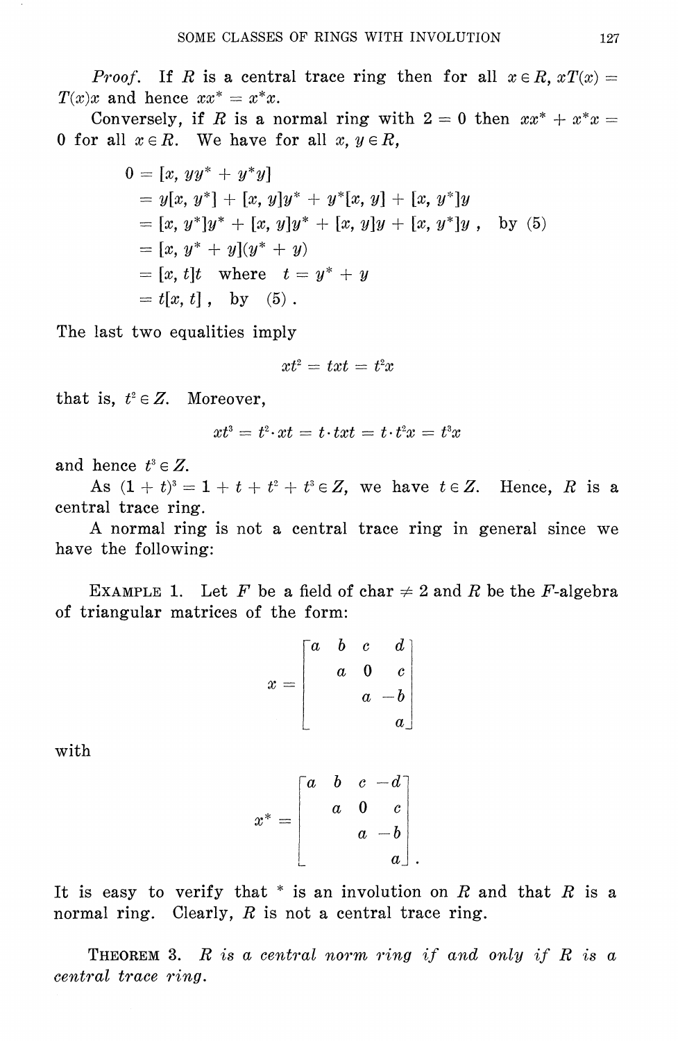*Proof.* If $R$ is a central trace ring then for all $x \in R$, $xT(x) = T(x)x$ and hence $xx^* = x^*x$.

Conversely, if $R$ is a normal ring with $2 = 0$ then $xx^* + x^*x = 0$ for all $x \in R$. We have for all $x, y \in R$,

$$
\begin{aligned}
0 &= [x, yy^* + y^*y] \\
&= y[x, y^*] + [x, y]y^* + y^*[x, y] + [x, y^*]y \\
&= [x, y^*]y^* + [x, y]y^* + [x, y]y + [x, y^*]y\,, \quad \text{by (5)} \\
&= [x, y^* + y](y^* + y) \\
&= [x, t]t \quad \text{where} \quad t = y^* + y \\
&= t[x, t]\,, \quad \text{by} \quad (5)\,.
\end{aligned}
$$

The last two equalities imply

$$
xt^2 = txt = t^2x
$$

that is, $t^2 \in Z$. Moreover,

$$
xt^3 = t^2 \cdot xt = t \cdot txt = t \cdot t^2x = t^3x
$$

and hence $t^3 \in Z$.

As $(1 + t)^3 = 1 + t + t^2 + t^3 \in Z$, we have $t \in Z$. Hence, $R$ is a central trace ring.

A normal ring is not a central trace ring in general since we have the following:

EXAMPLE 1. Let $F$ be a field of char $\neq 2$ and $R$ be the $F$-algebra of triangular matrices of the form:

$$
x = \begin{bmatrix} a & b & c & d \\ & a & 0 & c \\ & & a & -b \\ & & & a \end{bmatrix}
$$

with

$$
x^* = \begin{bmatrix} a & b & c & -d \\ & a & 0 & c \\ & & a & -b \\ & & & a \end{bmatrix}.
$$

It is easy to verify that $*$ is an involution on $R$ and that $R$ is a normal ring. Clearly, $R$ is not a central trace ring.

THEOREM 3. *$R$ is a central norm ring if and only if $R$ is a central trace ring.*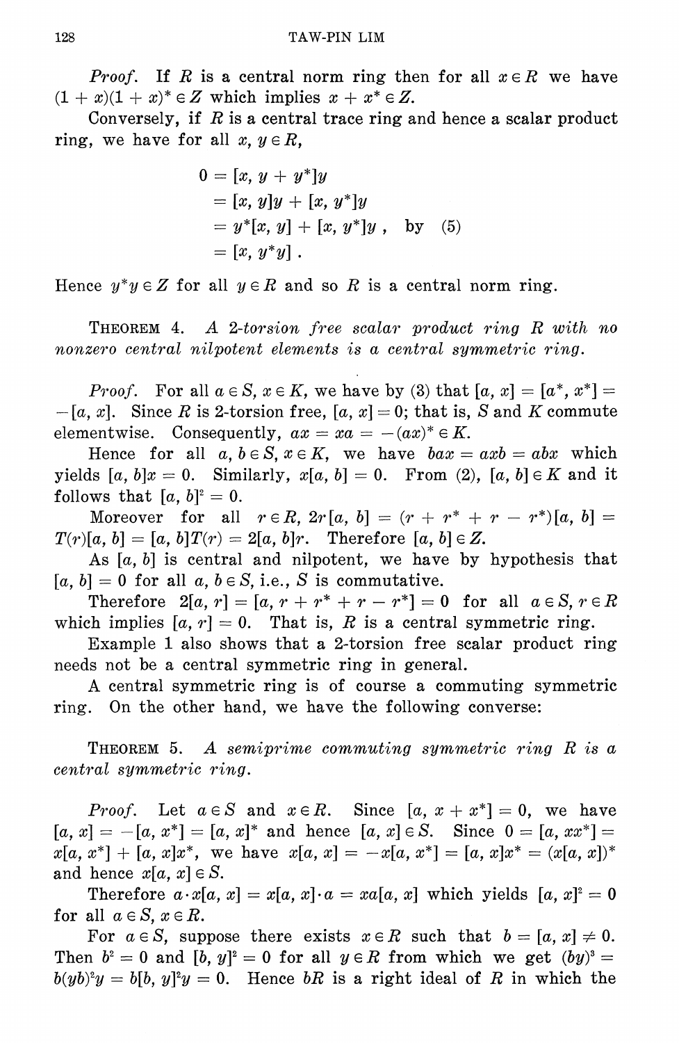*Proof.* If $R$ is a central norm ring then for all $x \in R$ we have $(1 + x)(1 + x)^* \in Z$ which implies $x + x^* \in Z$.

Conversely, if $R$ is a central trace ring and hence a scalar product ring, we have for all $x, y \in R$,

$$\begin{aligned} 0 &= [x, y + y^*]y \\ &= [x, y]y + [x, y^*]y \\ &= y^*[x, y] + [x, y^*]y, \quad \text{by} \quad (5) \\ &= [x, y^*y]. \end{aligned}$$

Hence $y^*y \in Z$ for all $y \in R$ and so $R$ is a central norm ring.

THEOREM 4. *A 2-torsion free scalar product ring $R$ with no nonzero central nilpotent elements is a central symmetric ring.*

*Proof.* For all $a \in S$, $x \in K$, we have by (3) that $[a, x] = [a^*, x^*] = -[a, x]$. Since $R$ is 2-torsion free, $[a, x] = 0$; that is, $S$ and $K$ commute elementwise. Consequently, $ax = xa = -(ax)^* \in K$.

Hence for all $a, b \in S$, $x \in K$, we have $bax = axb = abx$ which yields $[a, b]x = 0$. Similarly, $x[a, b] = 0$. From (2), $[a, b] \in K$ and it follows that $[a, b]^2 = 0$.

Moreover for all $r \in R$, $2r[a, b] = (r + r^* + r - r^*)[a, b] = T(r)[a, b] = [a, b]T(r) = 2[a, b]r$. Therefore $[a, b] \in Z$.

As $[a, b]$ is central and nilpotent, we have by hypothesis that $[a, b] = 0$ for all $a, b \in S$, i.e., $S$ is commutative.

Therefore $2[a, r] = [a, r + r^* + r - r^*] = 0$ for all $a \in S$, $r \in R$ which implies $[a, r] = 0$. That is, $R$ is a central symmetric ring.

Example 1 also shows that a 2-torsion free scalar product ring needs not be a central symmetric ring in general.

A central symmetric ring is of course a commuting symmetric ring. On the other hand, we have the following converse:

THEOREM 5. *A semiprime commuting symmetric ring $R$ is a central symmetric ring.*

*Proof.* Let $a \in S$ and $x \in R$. Since $[a, x + x^*] = 0$, we have $[a, x] = -[a, x^*] = [a, x]^*$ and hence $[a, x] \in S$. Since $0 = [a, xx^*] = x[a, x^*] + [a, x]x^*$, we have $x[a, x] = -x[a, x^*] = [a, x]x^* = (x[a, x])^*$ and hence $x[a, x] \in S$.

Therefore $a \cdot x[a, x] = x[a, x] \cdot a = xa[a, x]$ which yields $[a, x]^2 = 0$ for all $a \in S$, $x \in R$.

For $a \in S$, suppose there exists $x \in R$ such that $b = [a, x] \neq 0$. Then $b^2 = 0$ and $[b, y]^2 = 0$ for all $y \in R$ from which we get $(by)^3 = b(yb)^2y = b[b, y]^2y = 0$. Hence $bR$ is a right ideal of $R$ in which the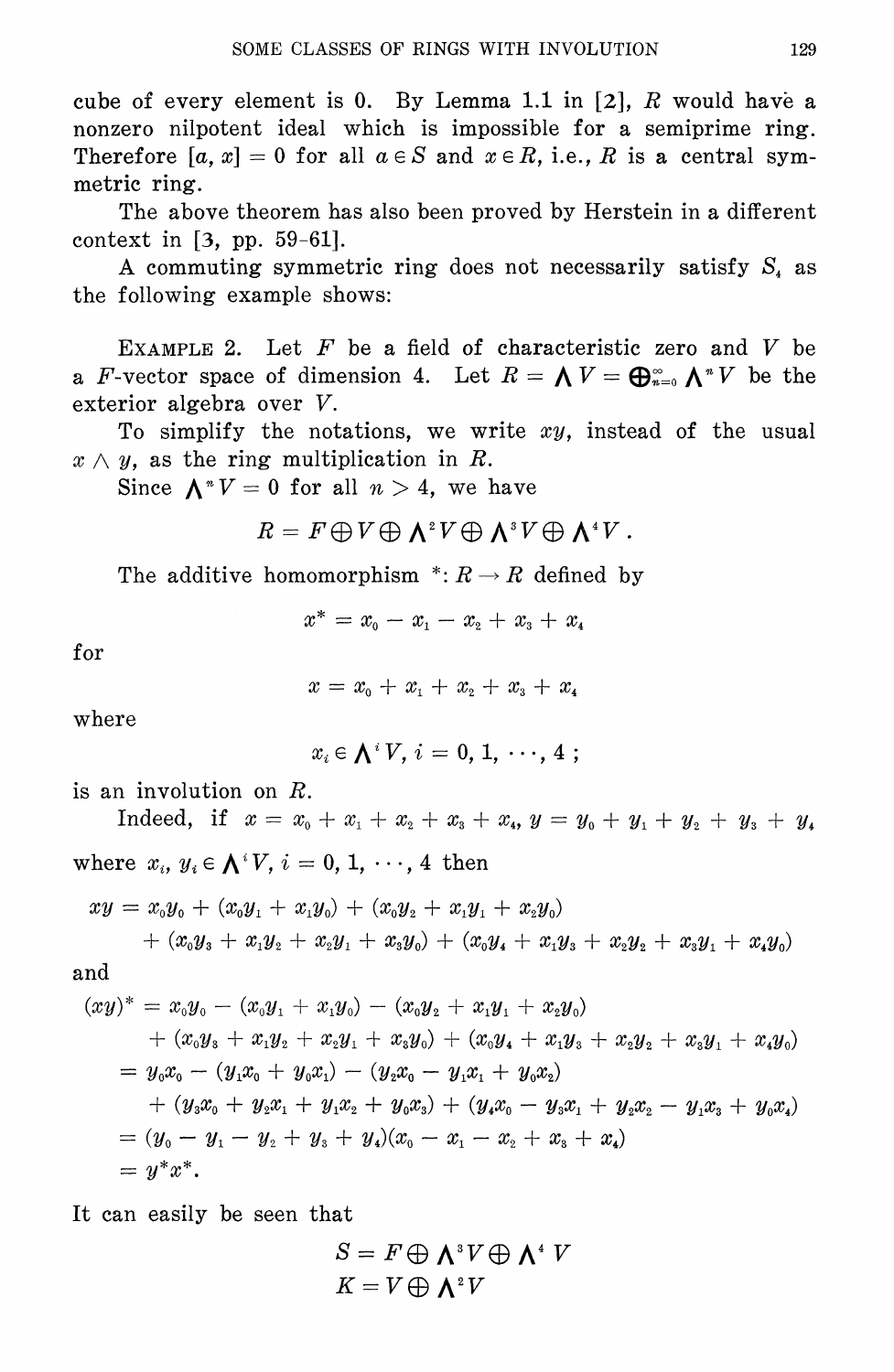cube of every element is 0. By Lemma 1.1 in [2], $R$ would have a nonzero nilpotent ideal which is impossible for a semiprime ring. Therefore $[a, x] = 0$ for all $a \in S$ and $x \in R$, i.e., $R$ is a central symmetric ring.

The above theorem has also been proved by Herstein in a different context in [3, pp. 59-61].

A commuting symmetric ring does not necessarily satisfy $S_4$ as the following example shows:

EXAMPLE 2. Let $F$ be a field of characteristic zero and $V$ be a $F$-vector space of dimension 4. Let $R = \bigwedge V = \bigoplus_{n=0}^{\infty} \bigwedge^n V$ be the exterior algebra over $V$.

To simplify the notations, we write $xy$, instead of the usual $x \wedge y$, as the ring multiplication in $R$.

Since $\bigwedge^n V = 0$ for all $n > 4$, we have

$$R = F \oplus V \oplus \bigwedge^2 V \oplus \bigwedge^3 V \oplus \bigwedge^4 V .$$

The additive homomorphism $*: R \to R$ defined by

$$x^* = x_0 - x_1 - x_2 + x_3 + x_4$$

for

$$x = x_0 + x_1 + x_2 + x_3 + x_4$$

where

$$x_i \in \bigwedge^i V,\ i = 0, 1, \cdots, 4 ;$$

is an involution on $R$.

Indeed, if $x = x_0 + x_1 + x_2 + x_3 + x_4$, $y = y_0 + y_1 + y_2 + y_3 + y_4$ where $x_i, y_i \in \bigwedge^i V$, $i = 0, 1, \cdots, 4$ then

$$\begin{aligned} xy = {} & x_0 y_0 + (x_0 y_1 + x_1 y_0) + (x_0 y_2 + x_1 y_1 + x_2 y_0) \\ & + (x_0 y_3 + x_1 y_2 + x_2 y_1 + x_3 y_0) + (x_0 y_4 + x_1 y_3 + x_2 y_2 + x_3 y_1 + x_4 y_0) \end{aligned}$$

and

$$\begin{aligned} (xy)^* &= x_0 y_0 - (x_0 y_1 + x_1 y_0) - (x_0 y_2 + x_1 y_1 + x_2 y_0) \\ &\quad + (x_0 y_3 + x_1 y_2 + x_2 y_1 + x_3 y_0) + (x_0 y_4 + x_1 y_3 + x_2 y_2 + x_3 y_1 + x_4 y_0) \\ &= y_0 x_0 - (y_1 x_0 + y_0 x_1) - (y_2 x_0 - y_1 x_1 + y_0 x_2) \\ &\quad + (y_3 x_0 + y_2 x_1 + y_1 x_2 + y_0 x_3) + (y_4 x_0 - y_3 x_1 + y_2 x_2 - y_1 x_3 + y_0 x_4) \\ &= (y_0 - y_1 - y_2 + y_3 + y_4)(x_0 - x_1 - x_2 + x_3 + x_4) \\ &= y^* x^* . \end{aligned}$$

It can easily be seen that

$$S = F \oplus \bigwedge^3 V \oplus \bigwedge^4 V$$
$$K = V \oplus \bigwedge^2 V$$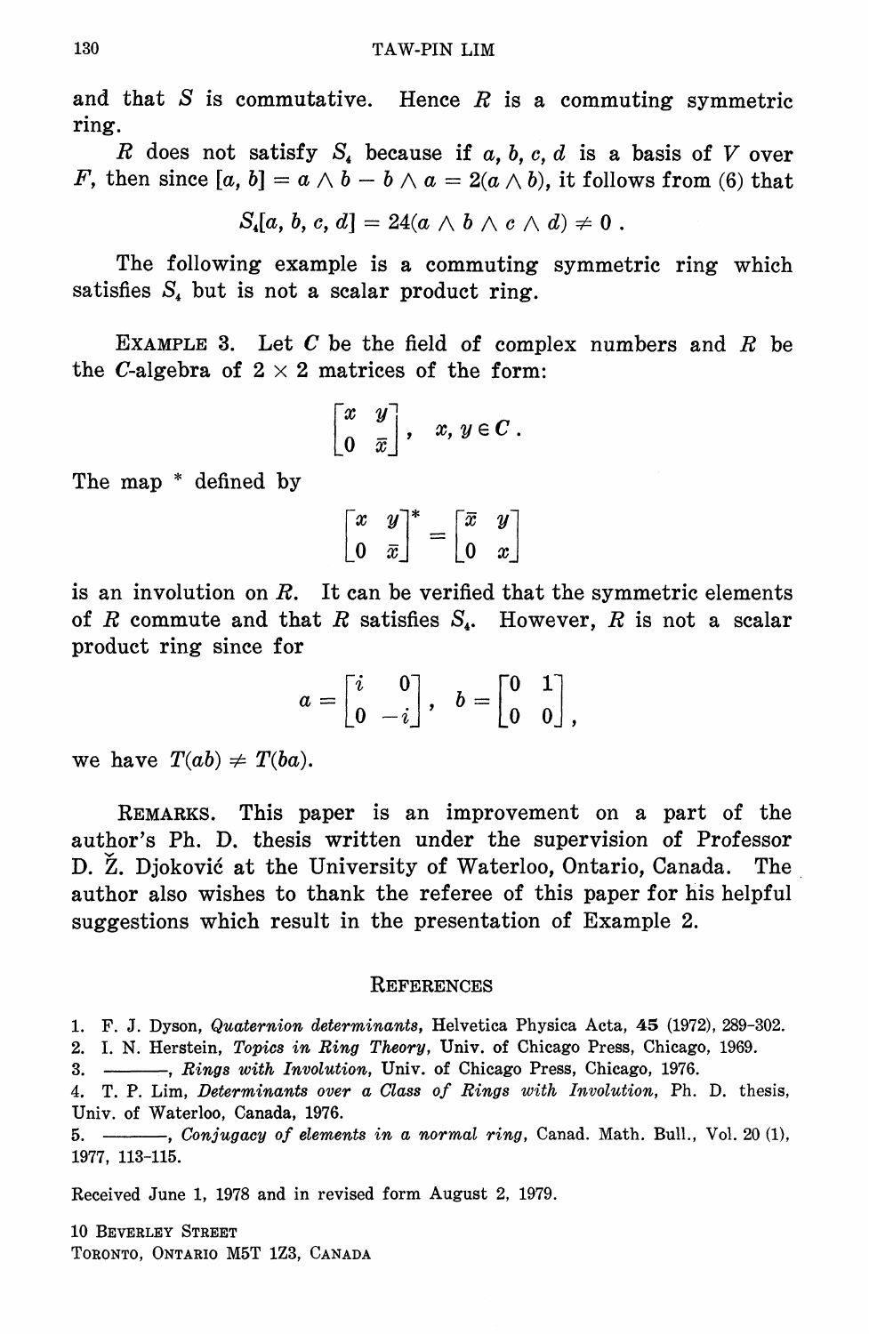and that $S$ is commutative. Hence $R$ is a commuting symmetric ring.

$R$ does not satisfy $S_4$ because if $a, b, c, d$ is a basis of $V$ over $F$, then since $[a, b] = a \wedge b - b \wedge a = 2(a \wedge b)$, it follows from (6) that

$$S_4[a, b, c, d] = 24(a \wedge b \wedge c \wedge d) \neq 0 .$$

The following example is a commuting symmetric ring which satisfies $S_4$ but is not a scalar product ring.

EXAMPLE 3. Let $C$ be the field of complex numbers and $R$ be the $C$-algebra of $2 \times 2$ matrices of the form:

$$\begin{bmatrix} x & y \\ 0 & \bar{x} \end{bmatrix}, \quad x, y \in C .$$

The map * defined by

$$\begin{bmatrix} x & y \\ 0 & \bar{x} \end{bmatrix}^* = \begin{bmatrix} \bar{x} & y \\ 0 & x \end{bmatrix}$$

is an involution on $R$. It can be verified that the symmetric elements of $R$ commute and that $R$ satisfies $S_4$. However, $R$ is not a scalar product ring since for

$$a = \begin{bmatrix} i & 0 \\ 0 & -i \end{bmatrix}, \quad b = \begin{bmatrix} 0 & 1 \\ 0 & 0 \end{bmatrix},$$

we have $T(ab) \neq T(ba)$.

REMARKS. This paper is an improvement on a part of the author's Ph. D. thesis written under the supervision of Professor D. Ž. Djoković at the University of Waterloo, Ontario, Canada. The author also wishes to thank the referee of this paper for his helpful suggestions which result in the presentation of Example 2.

## REFERENCES

1. F. J. Dyson, *Quaternion determinants*, Helvetica Physica Acta, **45** (1972), 289-302.
2. I. N. Herstein, *Topics in Ring Theory*, Univ. of Chicago Press, Chicago, 1969.
3. ———, *Rings with Involution*, Univ. of Chicago Press, Chicago, 1976.
4. T. P. Lim, *Determinants over a Class of Rings with Involution*, Ph. D. thesis, Univ. of Waterloo, Canada, 1976.
5. ———, *Conjugacy of elements in a normal ring*, Canad. Math. Bull., Vol. 20 (1), 1977, 113-115.

Received June 1, 1978 and in revised form August 2, 1979.

10 BEVERLEY STREET
TORONTO, ONTARIO M5T 1Z3, CANADA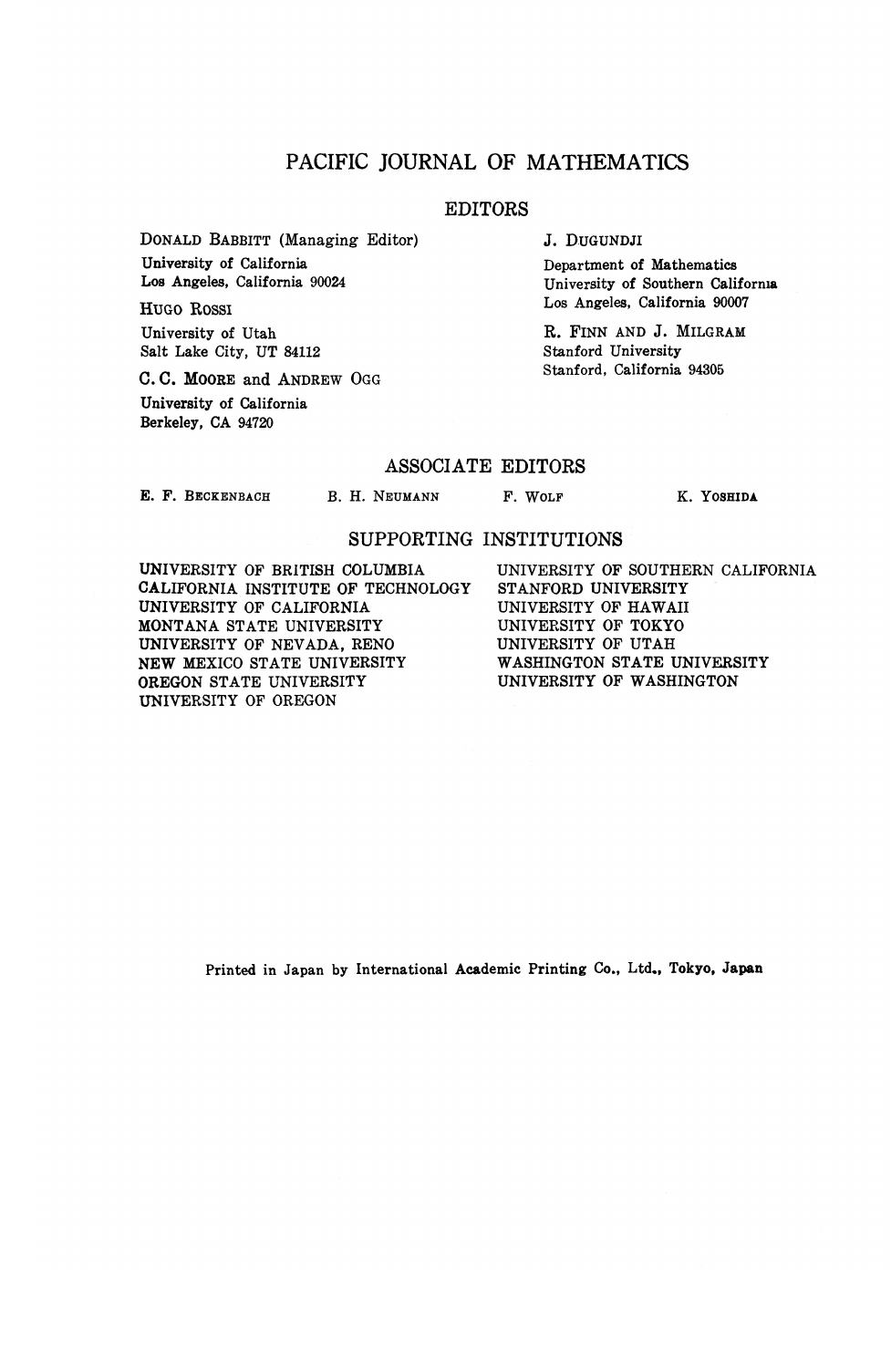# PACIFIC JOURNAL OF MATHEMATICS

## EDITORS

DONALD BABBITT (Managing Editor)
University of California
Los Angeles, California 90024

HUGO ROSSI
University of Utah
Salt Lake City, UT 84112

C. C. MOORE and ANDREW OGG
University of California
Berkeley, CA 94720

J. DUGUNDJI
Department of Mathematics
University of Southern California
Los Angeles, California 90007

R. FINN AND J. MILGRAM
Stanford University
Stanford, California 94305

## ASSOCIATE EDITORS

E. F. BECKENBACH B. H. NEUMANN F. WOLF K. YOSHIDA

## SUPPORTING INSTITUTIONS

UNIVERSITY OF BRITISH COLUMBIA
CALIFORNIA INSTITUTE OF TECHNOLOGY
UNIVERSITY OF CALIFORNIA
MONTANA STATE UNIVERSITY
UNIVERSITY OF NEVADA, RENO
NEW MEXICO STATE UNIVERSITY
OREGON STATE UNIVERSITY
UNIVERSITY OF OREGON
UNIVERSITY OF SOUTHERN CALIFORNIA
STANFORD UNIVERSITY
UNIVERSITY OF HAWAII
UNIVERSITY OF TOKYO
UNIVERSITY OF UTAH
WASHINGTON STATE UNIVERSITY
UNIVERSITY OF WASHINGTON

Printed in Japan by International Academic Printing Co., Ltd., Tokyo, Japan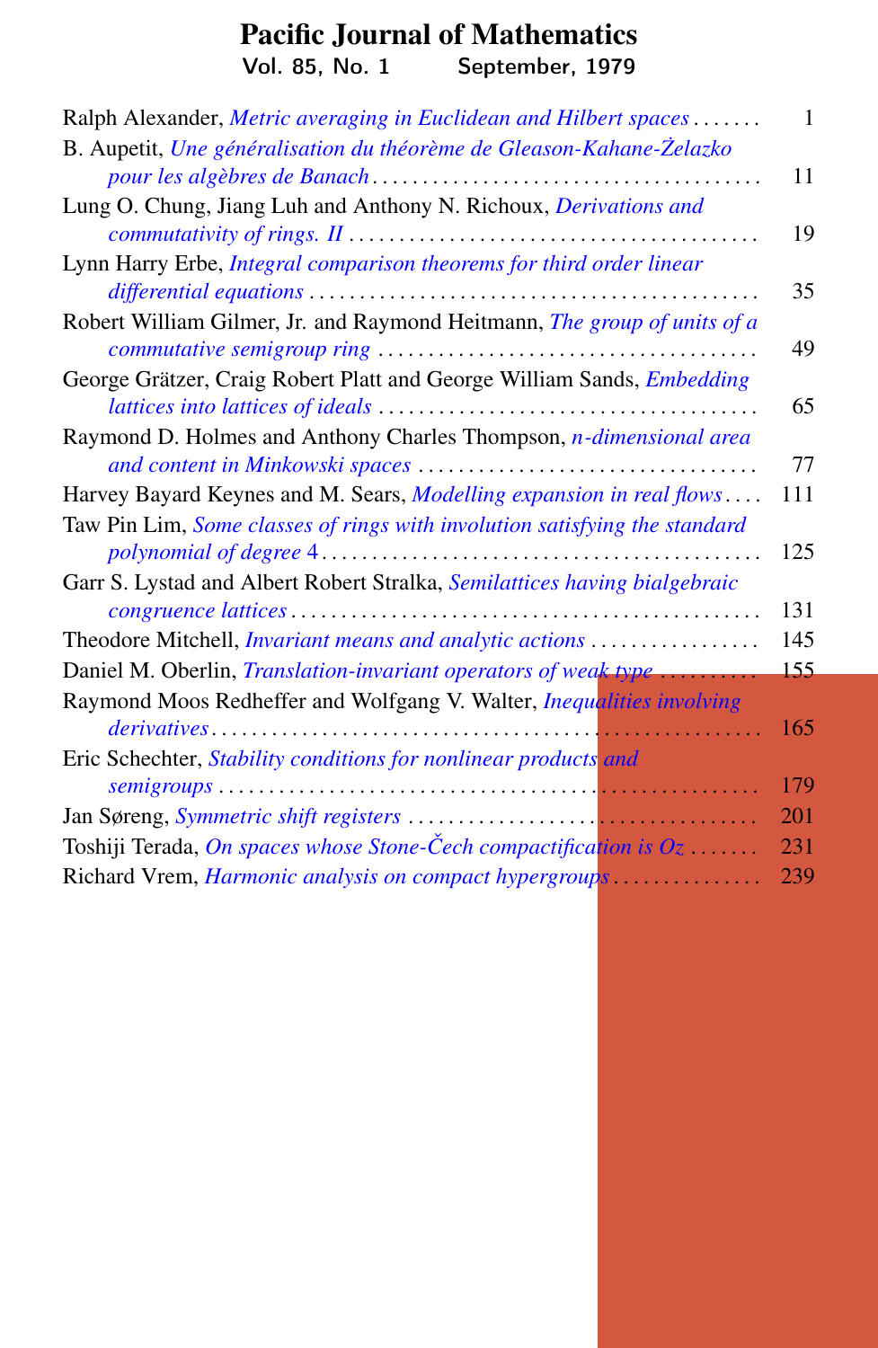# Pacific Journal of Mathematics

Vol. 85, No. 1 September, 1979

Ralph Alexander, *Metric averaging in Euclidean and Hilbert spaces* . . . . . . . 1

B. Aupetit, *Une généralisation du théorème de Gleason-Kahane-Żelazko pour les algèbres de Banach* . . . . . . . . . . . . . . . . . . . . . . . . . . . . . . . . . . . . . . . 11

Lung O. Chung, Jiang Luh and Anthony N. Richoux, *Derivations and commutativity of rings. II* . . . . . . . . . . . . . . . . . . . . . . . . . . . . . . . . . . . . . . . . 19

Lynn Harry Erbe, *Integral comparison theorems for third order linear differential equations* . . . . . . . . . . . . . . . . . . . . . . . . . . . . . . . . . . . . . . . . . . . . 35

Robert William Gilmer, Jr. and Raymond Heitmann, *The group of units of a commutative semigroup ring* . . . . . . . . . . . . . . . . . . . . . . . . . . . . . . . . . . . . . . 49

George Grätzer, Craig Robert Platt and George William Sands, *Embedding lattices into lattices of ideals* . . . . . . . . . . . . . . . . . . . . . . . . . . . . . . . . . . . . . 65

Raymond D. Holmes and Anthony Charles Thompson, *n-dimensional area and content in Minkowski spaces* . . . . . . . . . . . . . . . . . . . . . . . . . . . . . . . . . . 77

Harvey Bayard Keynes and M. Sears, *Modelling expansion in real flows* . . . . 111

Taw Pin Lim, *Some classes of rings with involution satisfying the standard polynomial of degree* 4 . . . . . . . . . . . . . . . . . . . . . . . . . . . . . . . . . . . . . . . . . . . 125

Garr S. Lystad and Albert Robert Stralka, *Semilattices having bialgebraic congruence lattices* . . . . . . . . . . . . . . . . . . . . . . . . . . . . . . . . . . . . . . . . . . . . . 131

Theodore Mitchell, *Invariant means and analytic actions* . . . . . . . . . . . . . . . . 145

Daniel M. Oberlin, *Translation-invariant operators of weak type* . . . . . . . . . . 155

Raymond Moos Redheffer and Wolfgang V. Walter, *Inequalities involving derivatives* . . . . . . . . . . . . . . . . . . . . . . . . . . . . . . . . . . . . . . . . . . . . . . . . . . . . . . . 165

Eric Schechter, *Stability conditions for nonlinear products and semigroups* . . . . . . . . . . . . . . . . . . . . . . . . . . . . . . . . . . . . . . . . . . . . . . . . . . . . . . . 179

Jan Søreng, *Symmetric shift registers* . . . . . . . . . . . . . . . . . . . . . . . . . . . . . . . . . . 201

Toshiji Terada, *On spaces whose Stone-Čech compactification is Oz* . . . . . . . 231

Richard Vrem, *Harmonic analysis on compact hypergroups* . . . . . . . . . . . . . . . 239